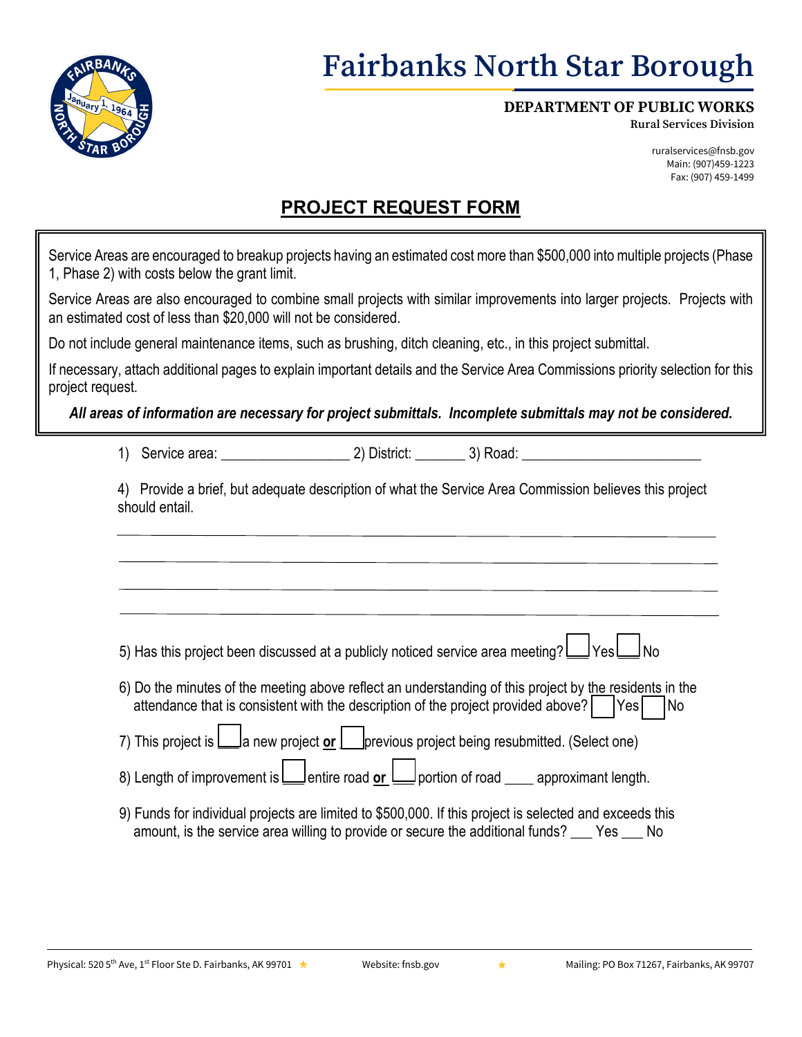# Fairbanks North Star Borough

**DEPARTMENT OF PUBLIC WORKS**
**Rural Services Division**

ruralservices@fnsb.gov
Main: (907)459-1223
Fax: (907) 459-1499

## PROJECT REQUEST FORM

Service Areas are encouraged to breakup projects having an estimated cost more than $500,000 into multiple projects (Phase 1, Phase 2) with costs below the grant limit.

Service Areas are also encouraged to combine small projects with similar improvements into larger projects. Projects with an estimated cost of less than $20,000 will not be considered.

Do not include general maintenance items, such as brushing, ditch cleaning, etc., in this project submittal.

If necessary, attach additional pages to explain important details and the Service Area Commissions priority selection for this project request.

***All areas of information are necessary for project submittals. Incomplete submittals may not be considered.***

1) Service area: _________________ 2) District: _______ 3) Road: ________________________

4) Provide a brief, but adequate description of what the Service Area Commission believes this project should entail.

_______________________________________________________________________________

_______________________________________________________________________________

_______________________________________________________________________________

_______________________________________________________________________________

5) Has this project been discussed at a publicly noticed service area meeting? ☐ Yes ☐ No

6) Do the minutes of the meeting above reflect an understanding of this project by the residents in the attendance that is consistent with the description of the project provided above? ☐ Yes ☐ No

7) This project is ☐ a new project **or** ☐ previous project being resubmitted. (Select one)

8) Length of improvement is ☐ entire road **or** ☐ portion of road ____ approximant length.

9) Funds for individual projects are limited to $500,000. If this project is selected and exceeds this amount, is the service area willing to provide or secure the additional funds? ___ Yes ___ No

Physical: 520 5th Ave, 1st Floor Ste D. Fairbanks, AK 99701 ★ Website: fnsb.gov ★ Mailing: PO Box 71267, Fairbanks, AK 99707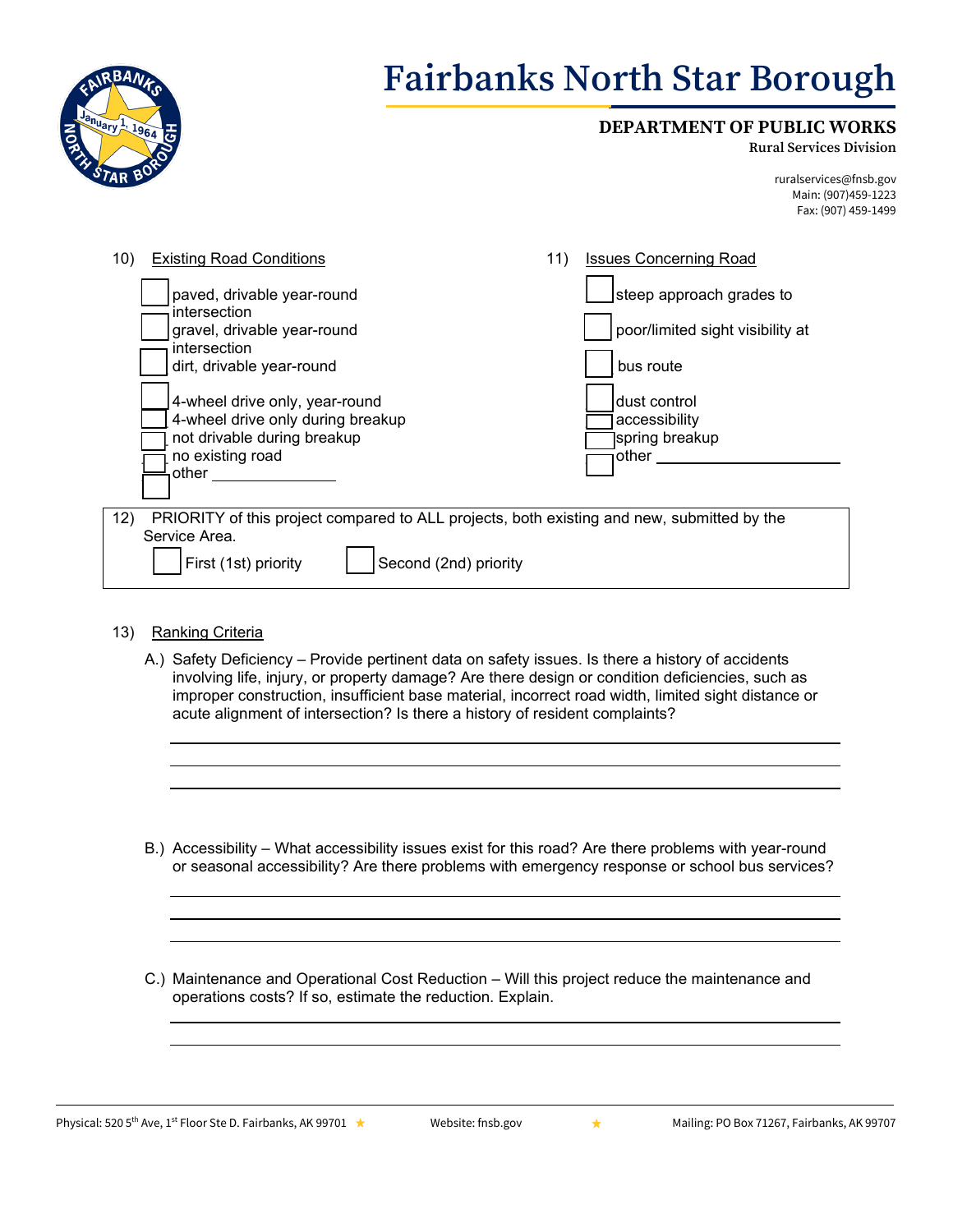10) Existing Road Conditions

- ☐ paved, drivable year-round
- ☐ gravel, drivable year-round
- ☐ dirt, drivable year-round
- ☐ 4-wheel drive only, year-round
- ☐ 4-wheel drive only during breakup
- ☐ not drivable during breakup
- ☐ no existing road
- ☐ other _______________

11) Issues Concerning Road

- ☐ steep approach grades to intersection
- ☐ poor/limited sight visibility at intersection
- ☐ bus route
- ☐ dust control
- ☐ accessibility
- ☐ spring breakup
- ☐ other _______________________

12) PRIORITY of this project compared to ALL projects, both existing and new, submitted by the Service Area.

☐ First (1st) priority ☐ Second (2nd) priority

13) Ranking Criteria

A.) Safety Deficiency – Provide pertinent data on safety issues. Is there a history of accidents involving life, injury, or property damage? Are there design or condition deficiencies, such as improper construction, insufficient base material, incorrect road width, limited sight distance or acute alignment of intersection? Is there a history of resident complaints?

______________________________________________________________________

______________________________________________________________________

______________________________________________________________________

B.) Accessibility – What accessibility issues exist for this road? Are there problems with year-round or seasonal accessibility? Are there problems with emergency response or school bus services?

______________________________________________________________________

______________________________________________________________________

______________________________________________________________________

C.) Maintenance and Operational Cost Reduction – Will this project reduce the maintenance and operations costs? If so, estimate the reduction. Explain.

______________________________________________________________________

______________________________________________________________________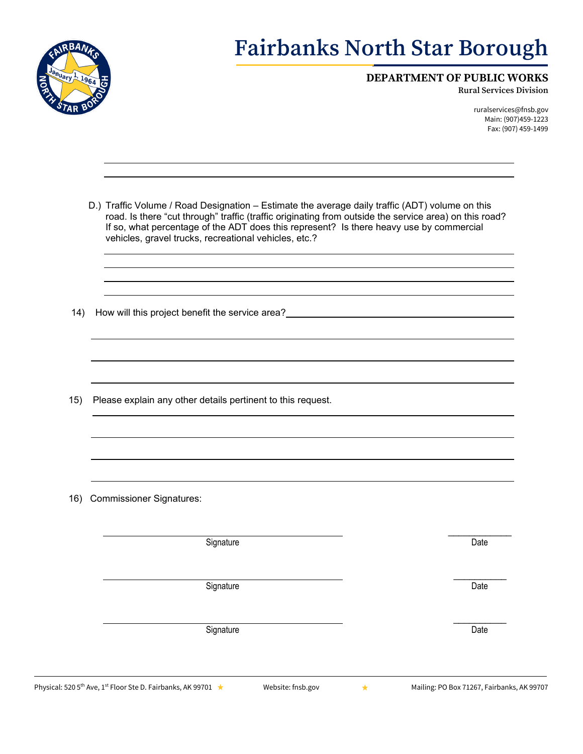# Fairbanks North Star Borough

## DEPARTMENT OF PUBLIC WORKS

**Rural Services Division**

ruralservices@fnsb.gov
Main: (907)459-1223
Fax: (907) 459-1499

D.) Traffic Volume / Road Designation – Estimate the average daily traffic (ADT) volume on this road. Is there "cut through" traffic (traffic originating from outside the service area) on this road? If so, what percentage of the ADT does this represent? Is there heavy use by commercial vehicles, gravel trucks, recreational vehicles, etc.?

14) How will this project benefit the service area?

15) Please explain any other details pertinent to this request.

16) Commissioner Signatures:

| | |
|---|---|
| Signature | Date |
| Signature | Date |
| Signature | Date |

Physical: 520 5th Ave, 1st Floor Ste D. Fairbanks, AK 99701 ★ Website: fnsb.gov ★ Mailing: PO Box 71267, Fairbanks, AK 99707